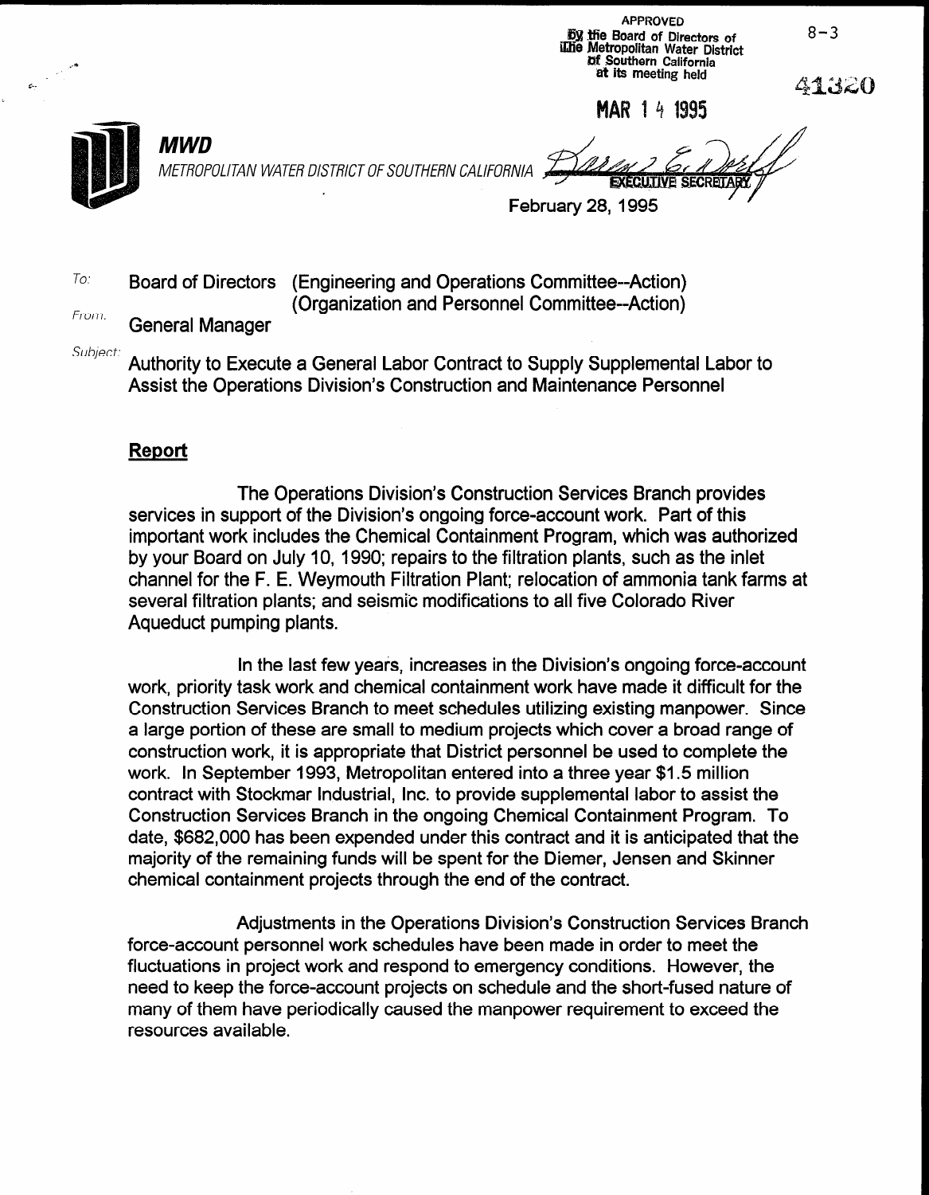APPROVED
By the Board of Directors of
The Metropolitan Water District
of Southern California
at its meeting held

MAR 14 1995

EXECUTIVE SECRETARY

8-3

41320

**MWD**

*METROPOLITAN WATER DISTRICT OF SOUTHERN CALIFORNIA*

February 28, 1995

To: Board of Directors (Engineering and Operations Committee--Action)
(Organization and Personnel Committee--Action)

From: General Manager

Subject: Authority to Execute a General Labor Contract to Supply Supplemental Labor to Assist the Operations Division's Construction and Maintenance Personnel

## Report

The Operations Division's Construction Services Branch provides services in support of the Division's ongoing force-account work. Part of this important work includes the Chemical Containment Program, which was authorized by your Board on July 10, 1990; repairs to the filtration plants, such as the inlet channel for the F. E. Weymouth Filtration Plant; relocation of ammonia tank farms at several filtration plants; and seismic modifications to all five Colorado River Aqueduct pumping plants.

In the last few years, increases in the Division's ongoing force-account work, priority task work and chemical containment work have made it difficult for the Construction Services Branch to meet schedules utilizing existing manpower. Since a large portion of these are small to medium projects which cover a broad range of construction work, it is appropriate that District personnel be used to complete the work. In September 1993, Metropolitan entered into a three year $1.5 million contract with Stockmar Industrial, Inc. to provide supplemental labor to assist the Construction Services Branch in the ongoing Chemical Containment Program. To date, $682,000 has been expended under this contract and it is anticipated that the majority of the remaining funds will be spent for the Diemer, Jensen and Skinner chemical containment projects through the end of the contract.

Adjustments in the Operations Division's Construction Services Branch force-account personnel work schedules have been made in order to meet the fluctuations in project work and respond to emergency conditions. However, the need to keep the force-account projects on schedule and the short-fused nature of many of them have periodically caused the manpower requirement to exceed the resources available.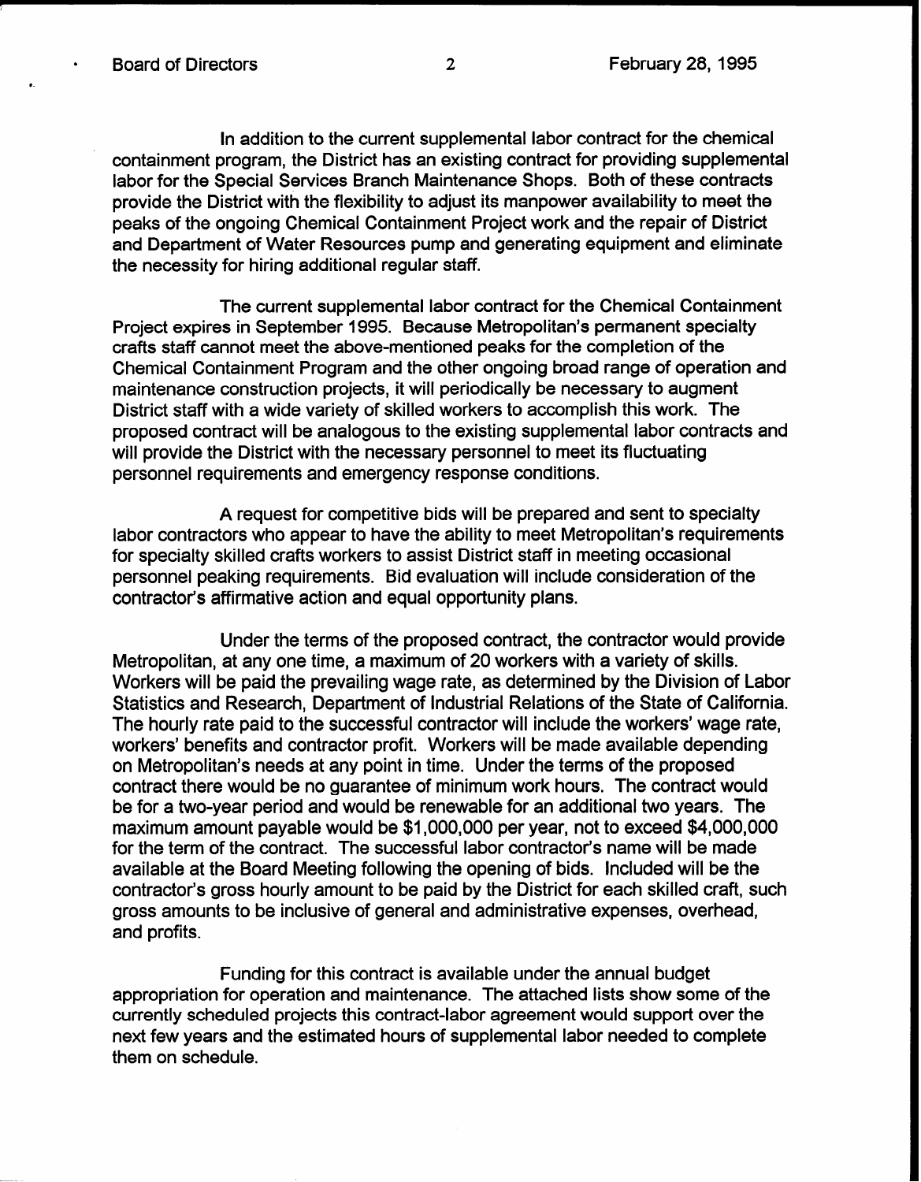In addition to the current supplemental labor contract for the chemical containment program, the District has an existing contract for providing supplemental labor for the Special Services Branch Maintenance Shops. Both of these contracts provide the District with the flexibility to adjust its manpower availability to meet the peaks of the ongoing Chemical Containment Project work and the repair of District and Department of Water Resources pump and generating equipment and eliminate the necessity for hiring additional regular staff.

The current supplemental labor contract for the Chemical Containment Project expires in September 1995. Because Metropolitan's permanent specialty crafts staff cannot meet the above-mentioned peaks for the completion of the Chemical Containment Program and the other ongoing broad range of operation and maintenance construction projects, it will periodically be necessary to augment District staff with a wide variety of skilled workers to accomplish this work. The proposed contract will be analogous to the existing supplemental labor contracts and will provide the District with the necessary personnel to meet its fluctuating personnel requirements and emergency response conditions.

A request for competitive bids will be prepared and sent to specialty labor contractors who appear to have the ability to meet Metropolitan's requirements for specialty skilled crafts workers to assist District staff in meeting occasional personnel peaking requirements. Bid evaluation will include consideration of the contractor's affirmative action and equal opportunity plans.

Under the terms of the proposed contract, the contractor would provide Metropolitan, at any one time, a maximum of 20 workers with a variety of skills. Workers will be paid the prevailing wage rate, as determined by the Division of Labor Statistics and Research, Department of Industrial Relations of the State of California. The hourly rate paid to the successful contractor will include the workers' wage rate, workers' benefits and contractor profit. Workers will be made available depending on Metropolitan's needs at any point in time. Under the terms of the proposed contract there would be no guarantee of minimum work hours. The contract would be for a two-year period and would be renewable for an additional two years. The maximum amount payable would be $1,000,000 per year, not to exceed $4,000,000 for the term of the contract. The successful labor contractor's name will be made available at the Board Meeting following the opening of bids. Included will be the contractor's gross hourly amount to be paid by the District for each skilled craft, such gross amounts to be inclusive of general and administrative expenses, overhead, and profits.

Funding for this contract is available under the annual budget appropriation for operation and maintenance. The attached lists show some of the currently scheduled projects this contract-labor agreement would support over the next few years and the estimated hours of supplemental labor needed to complete them on schedule.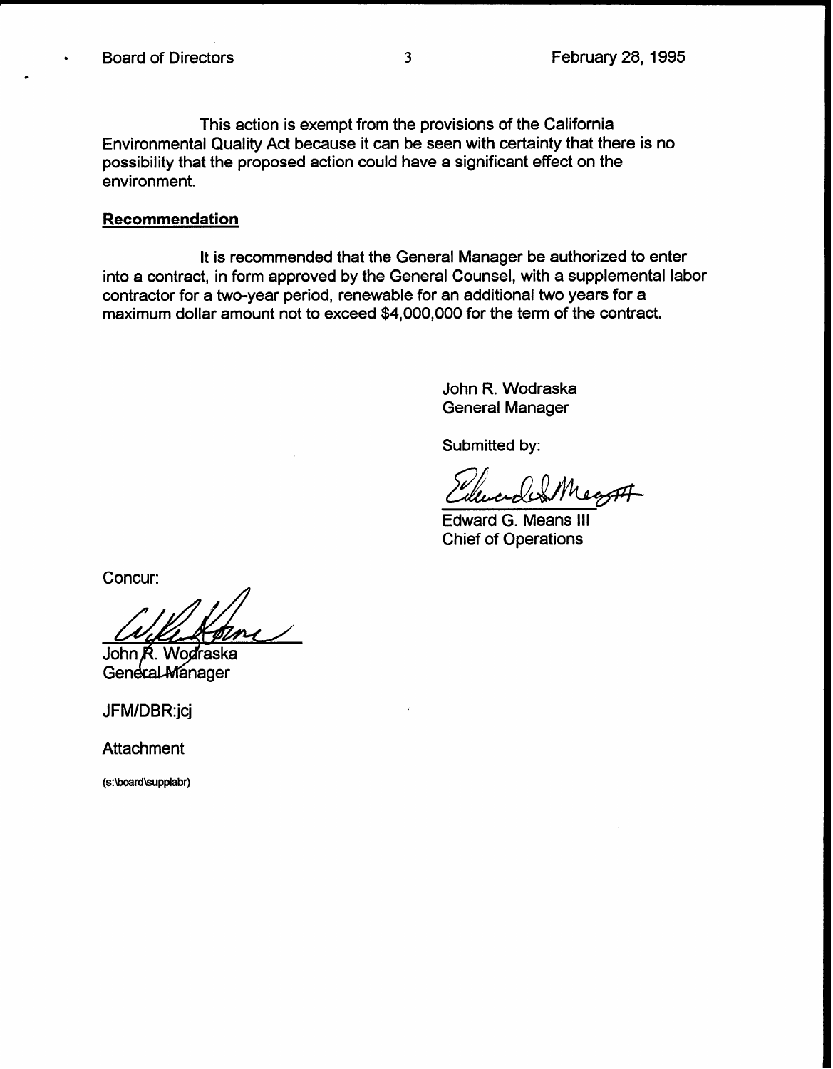This action is exempt from the provisions of the California Environmental Quality Act because it can be seen with certainty that there is no possibility that the proposed action could have a significant effect on the environment.

## Recommendation

It is recommended that the General Manager be authorized to enter into a contract, in form approved by the General Counsel, with a supplemental labor contractor for a two-year period, renewable for an additional two years for a maximum dollar amount not to exceed $4,000,000 for the term of the contract.

John R. Wodraska
General Manager

Submitted by:

Edward G. Means III
Chief of Operations

Concur:

John R. Wodraska
General Manager

JFM/DBR:jcj

Attachment

(s:\board\supplabr)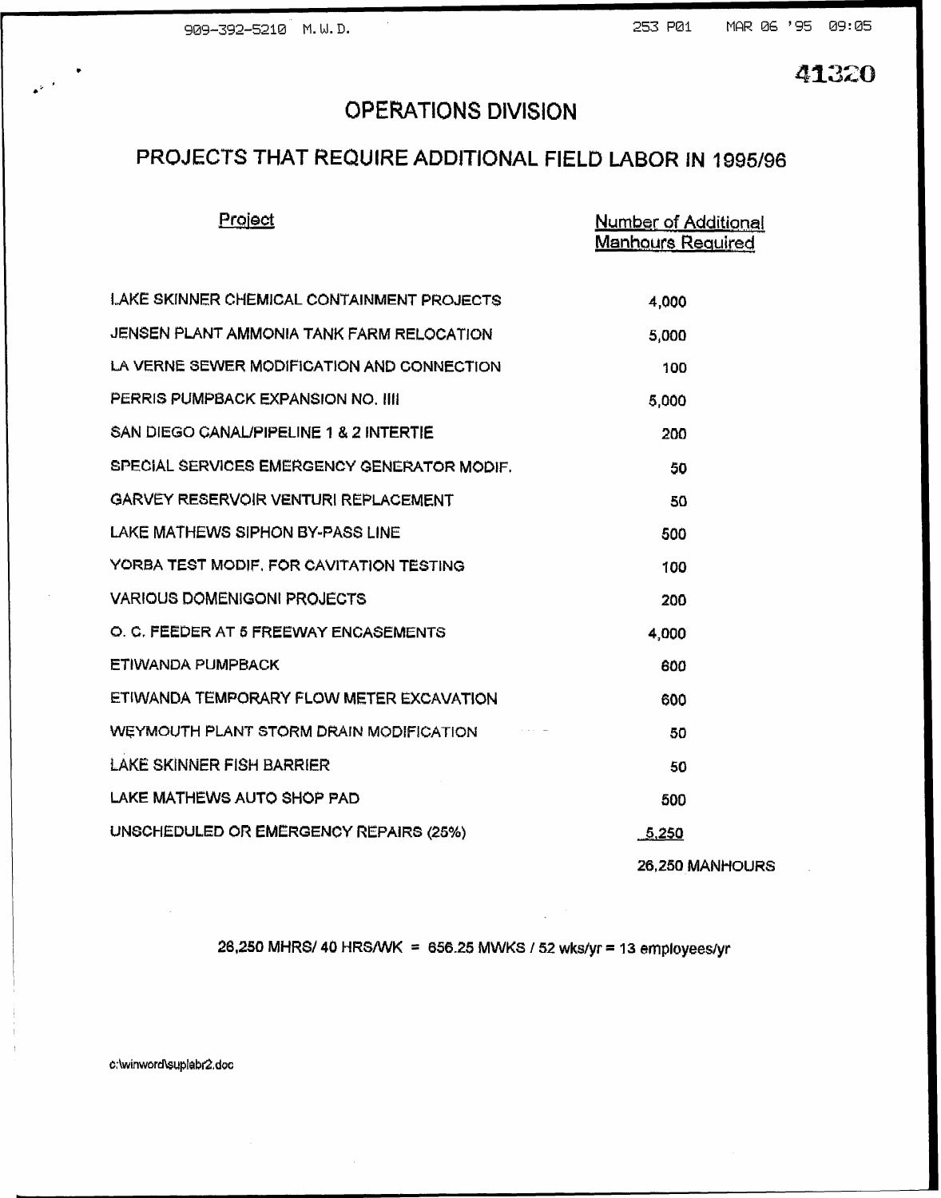41320

# OPERATIONS DIVISION

## PROJECTS THAT REQUIRE ADDITIONAL FIELD LABOR IN 1995/96

| Project | Number of Additional Manhours Required |
|---|---|
| LAKE SKINNER CHEMICAL CONTAINMENT PROJECTS | 4,000 |
| JENSEN PLANT AMMONIA TANK FARM RELOCATION | 5,000 |
| LA VERNE SEWER MODIFICATION AND CONNECTION | 100 |
| PERRIS PUMPBACK EXPANSION NO. IIII | 5,000 |
| SAN DIEGO CANAL/PIPELINE 1 & 2 INTERTIE | 200 |
| SPECIAL SERVICES EMERGENCY GENERATOR MODIF. | 50 |
| GARVEY RESERVOIR VENTURI REPLACEMENT | 50 |
| LAKE MATHEWS SIPHON BY-PASS LINE | 500 |
| YORBA TEST MODIF. FOR CAVITATION TESTING | 100 |
| VARIOUS DOMENIGONI PROJECTS | 200 |
| O. C. FEEDER AT 5 FREEWAY ENCASEMENTS | 4,000 |
| ETIWANDA PUMPBACK | 600 |
| ETIWANDA TEMPORARY FLOW METER EXCAVATION | 600 |
| WEYMOUTH PLANT STORM DRAIN MODIFICATION | 50 |
| LAKE SKINNER FISH BARRIER | 50 |
| LAKE MATHEWS AUTO SHOP PAD | 500 |
| UNSCHEDULED OR EMERGENCY REPAIRS (25%) | 5,250 |
| | 26,250 MANHOURS |

26,250 MHRS/ 40 HRS/WK = 656.25 MWKS / 52 wks/yr = 13 employees/yr

c:\winword\suplabr2.doc